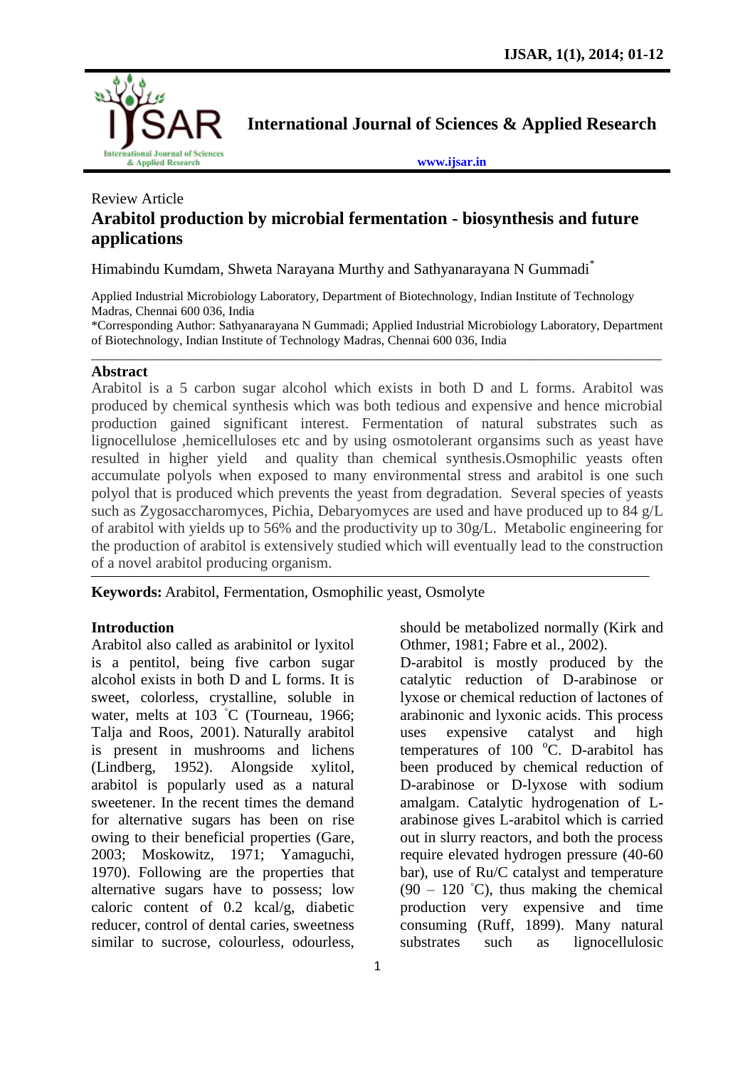Review Article

# Arabitol production by microbial fermentation - biosynthesis and future applications

Himabindu Kumdam, Shweta Narayana Murthy and Sathyanarayana N Gummadi*

Applied Industrial Microbiology Laboratory, Department of Biotechnology, Indian Institute of Technology Madras, Chennai 600 036, India

*Corresponding Author: Sathyanarayana N Gummadi; Applied Industrial Microbiology Laboratory, Department of Biotechnology, Indian Institute of Technology Madras, Chennai 600 036, India

## Abstract

Arabitol is a 5 carbon sugar alcohol which exists in both D and L forms. Arabitol was produced by chemical synthesis which was both tedious and expensive and hence microbial production gained significant interest. Fermentation of natural substrates such as lignocellulose ,hemicelluloses etc and by using osmotolerant organsims such as yeast have resulted in higher yield and quality than chemical synthesis.Osmophilic yeasts often accumulate polyols when exposed to many environmental stress and arabitol is one such polyol that is produced which prevents the yeast from degradation. Several species of yeasts such as Zygosaccharomyces, Pichia, Debaryomyces are used and have produced up to 84 g/L of arabitol with yields up to 56% and the productivity up to 30g/L. Metabolic engineering for the production of arabitol is extensively studied which will eventually lead to the construction of a novel arabitol producing organism.

**Keywords:** Arabitol, Fermentation, Osmophilic yeast, Osmolyte

## Introduction

Arabitol also called as arabinitol or lyxitol is a pentitol, being five carbon sugar alcohol exists in both D and L forms. It is sweet, colorless, crystalline, soluble in water, melts at 103 ˚C (Tourneau, 1966; Talja and Roos, 2001). Naturally arabitol is present in mushrooms and lichens (Lindberg, 1952). Alongside xylitol, arabitol is popularly used as a natural sweetener. In the recent times the demand for alternative sugars has been on rise owing to their beneficial properties (Gare, 2003; Moskowitz, 1971; Yamaguchi, 1970). Following are the properties that alternative sugars have to possess; low caloric content of 0.2 kcal/g, diabetic reducer, control of dental caries, sweetness similar to sucrose, colourless, odourless, should be metabolized normally (Kirk and Othmer, 1981; Fabre et al., 2002).

D-arabitol is mostly produced by the catalytic reduction of D-arabinose or lyxose or chemical reduction of lactones of arabinonic and lyxonic acids. This process uses expensive catalyst and high temperatures of 100 $^{o}$C. D-arabitol has been produced by chemical reduction of D-arabinose or D-lyxose with sodium amalgam. Catalytic hydrogenation of L-arabinose gives L-arabitol which is carried out in slurry reactors, and both the process require elevated hydrogen pressure (40-60 bar), use of Ru/C catalyst and temperature (90 – 120 ˚C), thus making the chemical production very expensive and time consuming (Ruff, 1899). Many natural substrates such as lignocellulosic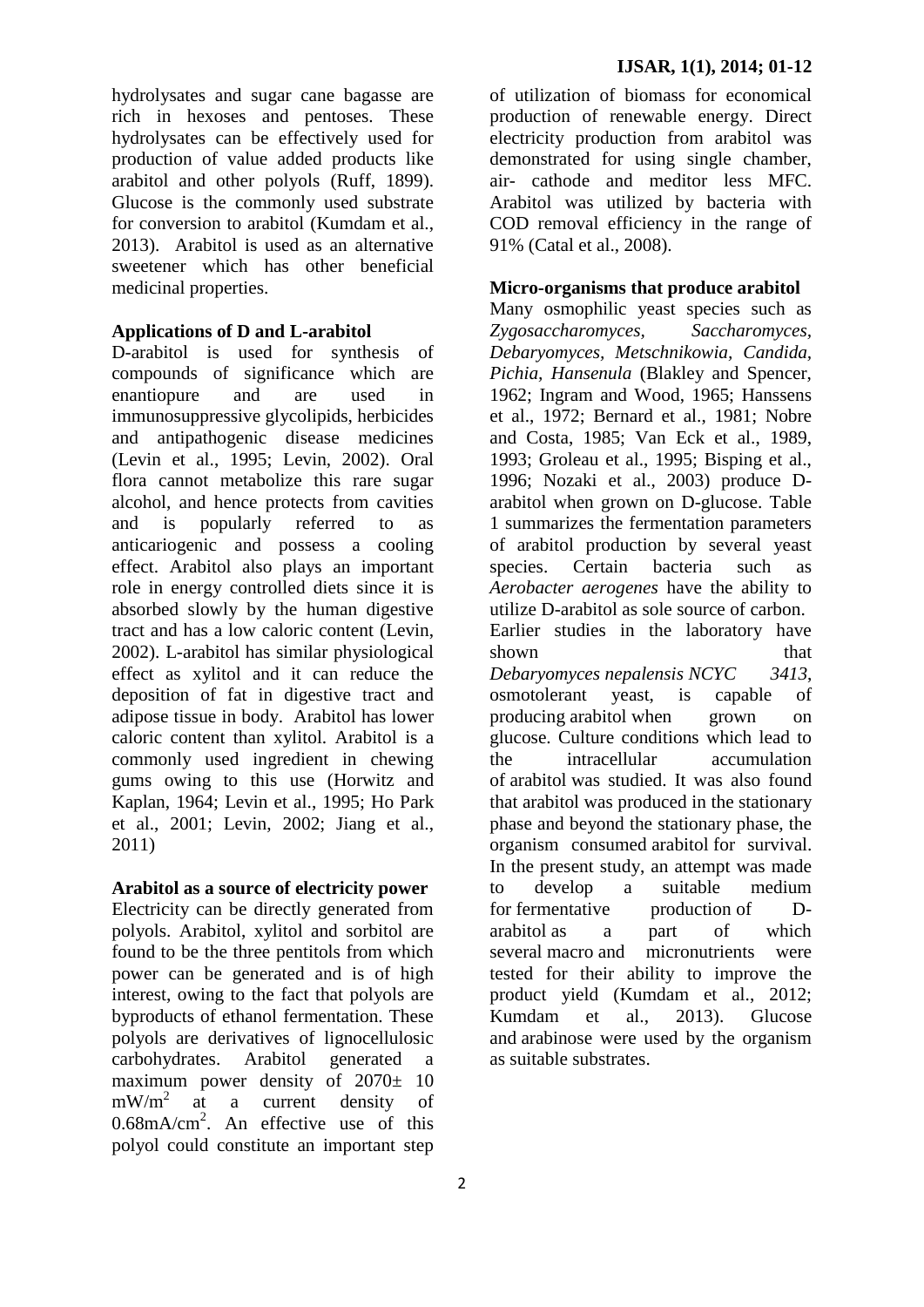hydrolysates and sugar cane bagasse are rich in hexoses and pentoses. These hydrolysates can be effectively used for production of value added products like arabitol and other polyols (Ruff, 1899). Glucose is the commonly used substrate for conversion to arabitol (Kumdam et al., 2013). Arabitol is used as an alternative sweetener which has other beneficial medicinal properties.

## Applications of D and L-arabitol

D-arabitol is used for synthesis of compounds of significance which are enantiopure and are used in immunosuppressive glycolipids, herbicides and antipathogenic disease medicines (Levin et al., 1995; Levin, 2002). Oral flora cannot metabolize this rare sugar alcohol, and hence protects from cavities and is popularly referred to as anticariogenic and possess a cooling effect. Arabitol also plays an important role in energy controlled diets since it is absorbed slowly by the human digestive tract and has a low caloric content (Levin, 2002). L-arabitol has similar physiological effect as xylitol and it can reduce the deposition of fat in digestive tract and adipose tissue in body. Arabitol has lower caloric content than xylitol. Arabitol is a commonly used ingredient in chewing gums owing to this use (Horwitz and Kaplan, 1964; Levin et al., 1995; Ho Park et al., 2001; Levin, 2002; Jiang et al., 2011)

## Arabitol as a source of electricity power

Electricity can be directly generated from polyols. Arabitol, xylitol and sorbitol are found to be the three pentitols from which power can be generated and is of high interest, owing to the fact that polyols are byproducts of ethanol fermentation. These polyols are derivatives of lignocellulosic carbohydrates. Arabitol generated a maximum power density of 2070± 10 $mW/m^2$ at a current density of $0.68 mA/cm^2$. An effective use of this polyol could constitute an important step of utilization of biomass for economical production of renewable energy. Direct electricity production from arabitol was demonstrated for using single chamber, air- cathode and meditor less MFC. Arabitol was utilized by bacteria with COD removal efficiency in the range of 91% (Catal et al., 2008).

## Micro-organisms that produce arabitol

Many osmophilic yeast species such as *Zygosaccharomyces*, *Saccharomyces*, *Debaryomyces*, *Metschnikowia*, *Candida*, *Pichia*, *Hansenula* (Blakley and Spencer, 1962; Ingram and Wood, 1965; Hanssens et al., 1972; Bernard et al., 1981; Nobre and Costa, 1985; Van Eck et al., 1989, 1993; Groleau et al., 1995; Bisping et al., 1996; Nozaki et al., 2003) produce D-arabitol when grown on D-glucose. Table 1 summarizes the fermentation parameters of arabitol production by several yeast species. Certain bacteria such as *Aerobacter aerogenes* have the ability to utilize D-arabitol as sole source of carbon. Earlier studies in the laboratory have shown that *Debaryomyces nepalensis NCYC 3413*, osmotolerant yeast, is capable of producing arabitol when grown on glucose. Culture conditions which lead to the intracellular accumulation of arabitol was studied. It was also found that arabitol was produced in the stationary phase and beyond the stationary phase, the organism consumed arabitol for survival. In the present study, an attempt was made to develop a suitable medium for fermentative production of D-arabitol as a part of which several macro and micronutrients were tested for their ability to improve the product yield (Kumdam et al., 2012; Kumdam et al., 2013). Glucose and arabinose were used by the organism as suitable substrates.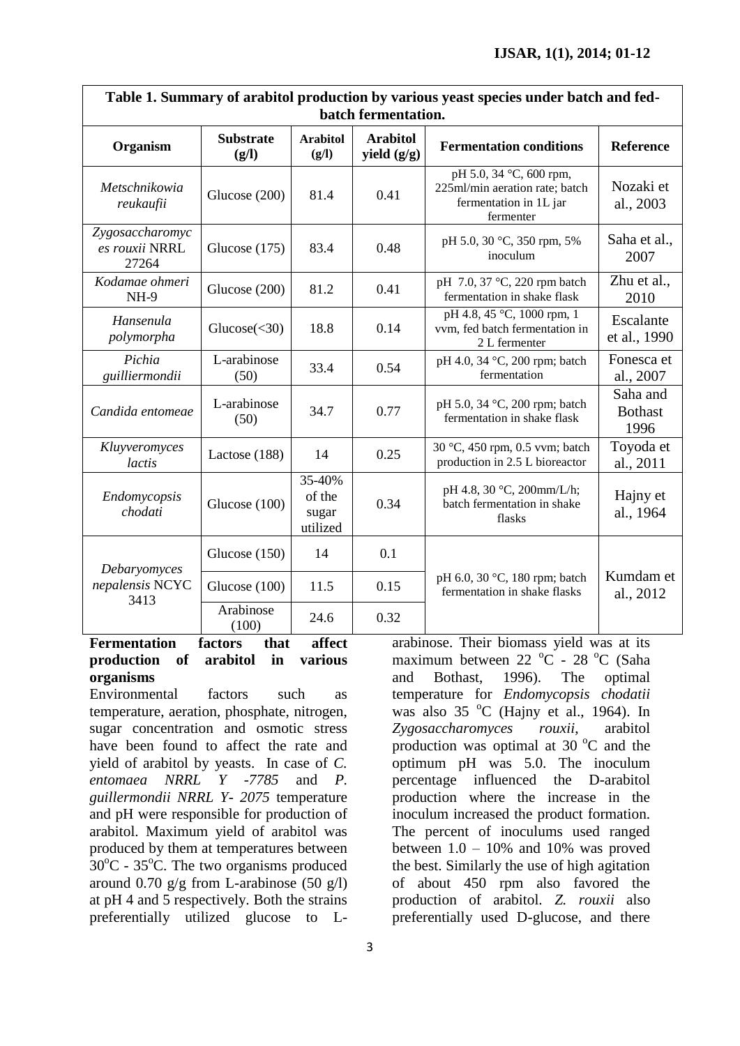**Table 1. Summary of arabitol production by various yeast species under batch and fed-batch fermentation.**

| Organism | Substrate (g/l) | Arabitol (g/l) | Arabitol yield (g/g) | Fermentation conditions | Reference |
|---|---|---|---|---|---|
| *Metschnikowia reukaufii* | Glucose (200) | 81.4 | 0.41 | pH 5.0, 34 °C, 600 rpm, 225ml/min aeration rate; batch fermentation in 1L jar fermenter | Nozaki et al., 2003 |
| *Zygosaccharomyces rouxii* NRRL 27264 | Glucose (175) | 83.4 | 0.48 | pH 5.0, 30 °C, 350 rpm, 5% inoculum | Saha et al., 2007 |
| *Kodamae ohmeri* NH-9 | Glucose (200) | 81.2 | 0.41 | pH 7.0, 37 °C, 220 rpm batch fermentation in shake flask | Zhu et al., 2010 |
| *Hansenula polymorpha* | Glucose(<30) | 18.8 | 0.14 | pH 4.8, 45 °C, 1000 rpm, 1 vvm, fed batch fermentation in 2 L fermenter | Escalante et al., 1990 |
| *Pichia guilliermondii* | L-arabinose (50) | 33.4 | 0.54 | pH 4.0, 34 °C, 200 rpm; batch fermentation | Fonesca et al., 2007 |
| *Candida entomeae* | L-arabinose (50) | 34.7 | 0.77 | pH 5.0, 34 °C, 200 rpm; batch fermentation in shake flask | Saha and Bothast 1996 |
| *Kluyveromyces lactis* | Lactose (188) | 14 | 0.25 | 30 °C, 450 rpm, 0.5 vvm; batch production in 2.5 L bioreactor | Toyoda et al., 2011 |
| *Endomycopsis chodati* | Glucose (100) | 35-40% of the sugar utilized | 0.34 | pH 4.8, 30 °C, 200mm/L/h; batch fermentation in shake flasks | Hajny et al., 1964 |
| *Debaryomyces nepalensis* NCYC 3413 | Glucose (150) | 14 | 0.1 | pH 6.0, 30 °C, 180 rpm; batch fermentation in shake flasks | Kumdam et al., 2012 |
| | Glucose (100) | 11.5 | 0.15 | | |
| | Arabinose (100) | 24.6 | 0.32 | | |

**Fermentation factors that affect production of arabitol in various organisms**

Environmental factors such as temperature, aeration, phosphate, nitrogen, sugar concentration and osmotic stress have been found to affect the rate and yield of arabitol by yeasts. In case of *C. entomaea NRRL Y -7785* and *P. guillermondii NRRL Y- 2075* temperature and pH were responsible for production of arabitol. Maximum yield of arabitol was produced by them at temperatures between 30°C - 35°C. The two organisms produced around 0.70 g/g from L-arabinose (50 g/l) at pH 4 and 5 respectively. Both the strains preferentially utilized glucose to L-arabinose. Their biomass yield was at its maximum between 22 °C - 28 °C (Saha and Bothast, 1996). The optimal temperature for *Endomycopsis chodatii* was also 35 °C (Hajny et al., 1964). In *Zygosaccharomyces rouxii*, arabitol production was optimal at 30 °C and the optimum pH was 5.0. The inoculum percentage influenced the D-arabitol production where the increase in the inoculum increased the product formation. The percent of inoculums used ranged between 1.0 – 10% and 10% was proved the best. Similarly the use of high agitation of about 450 rpm also favored the production of arabitol. *Z. rouxii* also preferentially used D-glucose, and there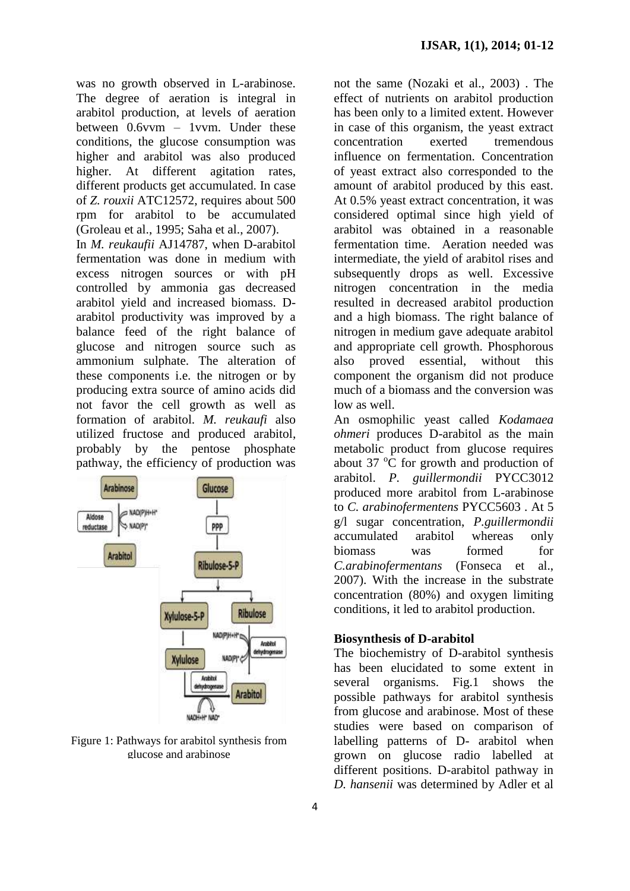was no growth observed in L-arabinose. The degree of aeration is integral in arabitol production, at levels of aeration between 0.6vvm – 1vvm. Under these conditions, the glucose consumption was higher and arabitol was also produced higher. At different agitation rates, different products get accumulated. In case of *Z. rouxii* ATC12572, requires about 500 rpm for arabitol to be accumulated (Groleau et al., 1995; Saha et al., 2007).

In *M. reukaufii* AJ14787, when D-arabitol fermentation was done in medium with excess nitrogen sources or with pH controlled by ammonia gas decreased arabitol yield and increased biomass. D-arabitol productivity was improved by a balance feed of the right balance of glucose and nitrogen source such as ammonium sulphate. The alteration of these components i.e. the nitrogen or by producing extra source of amino acids did not favor the cell growth as well as formation of arabitol. *M. reukaufi* also utilized fructose and produced arabitol, probably by the pentose phosphate pathway, the efficiency of production was not the same (Nozaki et al., 2003) . The effect of nutrients on arabitol production has been only to a limited extent. However in case of this organism, the yeast extract concentration exerted tremendous influence on fermentation. Concentration of yeast extract also corresponded to the amount of arabitol produced by this east. At 0.5% yeast extract concentration, it was considered optimal since high yield of arabitol was obtained in a reasonable fermentation time. Aeration needed was intermediate, the yield of arabitol rises and subsequently drops as well. Excessive nitrogen concentration in the media resulted in decreased arabitol production and a high biomass. The right balance of nitrogen in medium gave adequate arabitol and appropriate cell growth. Phosphorous also proved essential, without this component the organism did not produce much of a biomass and the conversion was low as well.

Figure 1: Pathways for arabitol synthesis from glucose and arabinose

An osmophilic yeast called *Kodamaea ohmeri* produces D-arabitol as the main metabolic product from glucose requires about 37 °C for growth and production of arabitol. *P. guillermondii* PYCC3012 produced more arabitol from L-arabinose to *C. arabinofermentens* PYCC5603 . At 5 g/l sugar concentration, *P.guillermondii* accumulated arabitol whereas only biomass was formed for *C.arabinofermentans* (Fonseca et al., 2007). With the increase in the substrate concentration (80%) and oxygen limiting conditions, it led to arabitol production.

**Biosynthesis of D-arabitol**

The biochemistry of D-arabitol synthesis has been elucidated to some extent in several organisms. Fig.1 shows the possible pathways for arabitol synthesis from glucose and arabinose. Most of these studies were based on comparison of labelling patterns of D- arabitol when grown on glucose radio labelled at different positions. D-arabitol pathway in *D. hansenii* was determined by Adler et al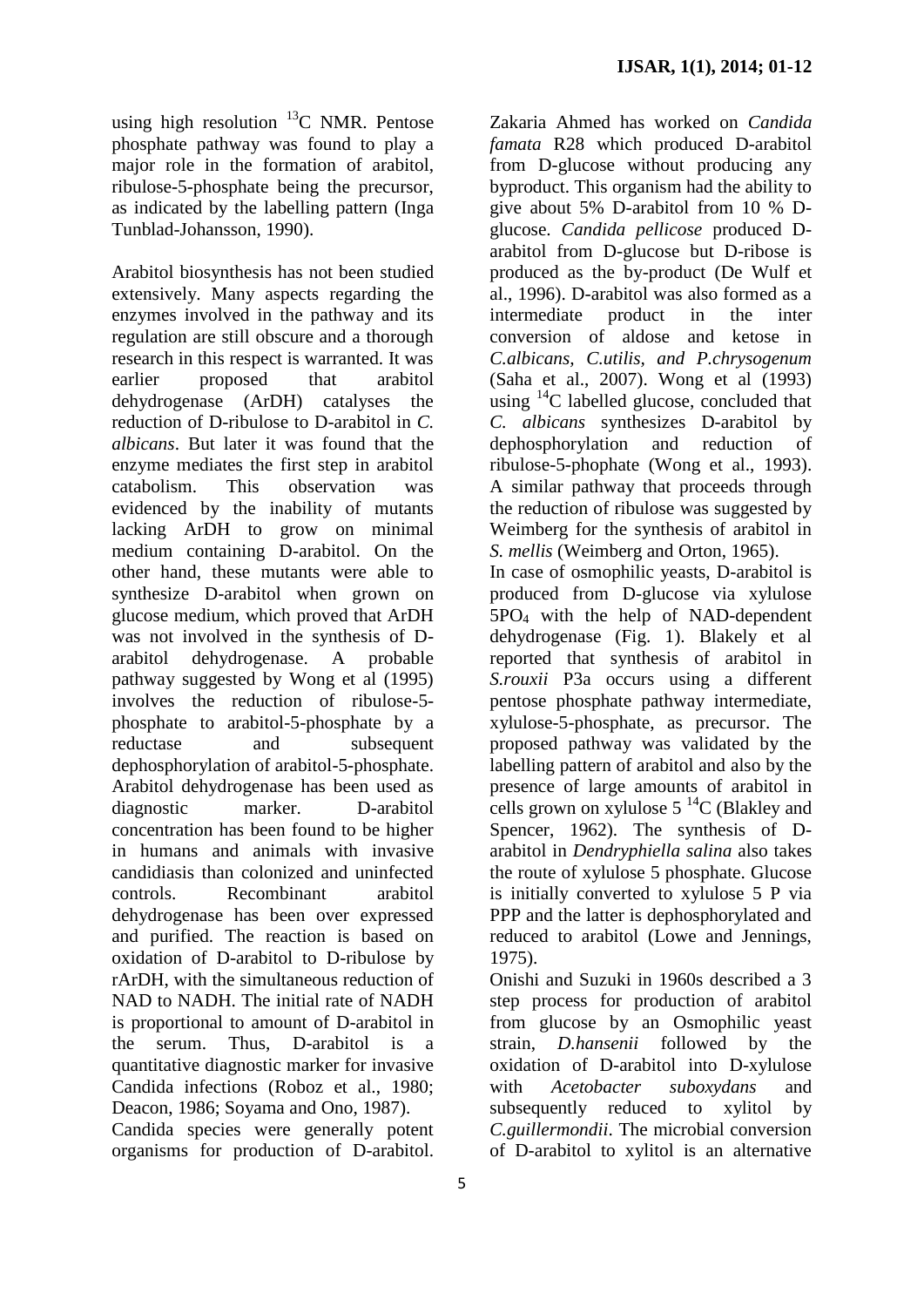using high resolution $^{13}C$ NMR. Pentose phosphate pathway was found to play a major role in the formation of arabitol, ribulose-5-phosphate being the precursor, as indicated by the labelling pattern (Inga Tunblad-Johansson, 1990).

Arabitol biosynthesis has not been studied extensively. Many aspects regarding the enzymes involved in the pathway and its regulation are still obscure and a thorough research in this respect is warranted. It was earlier proposed that arabitol dehydrogenase (ArDH) catalyses the reduction of D-ribulose to D-arabitol in *C. albicans*. But later it was found that the enzyme mediates the first step in arabitol catabolism. This observation was evidenced by the inability of mutants lacking ArDH to grow on minimal medium containing D-arabitol. On the other hand, these mutants were able to synthesize D-arabitol when grown on glucose medium, which proved that ArDH was not involved in the synthesis of D-arabitol dehydrogenase. A probable pathway suggested by Wong et al (1995) involves the reduction of ribulose-5-phosphate to arabitol-5-phosphate by a reductase and subsequent dephosphorylation of arabitol-5-phosphate. Arabitol dehydrogenase has been used as diagnostic marker. D-arabitol concentration has been found to be higher in humans and animals with invasive candidiasis than colonized and uninfected controls. Recombinant arabitol dehydrogenase has been over expressed and purified. The reaction is based on oxidation of D-arabitol to D-ribulose by rArDH, with the simultaneous reduction of NAD to NADH. The initial rate of NADH is proportional to amount of D-arabitol in the serum. Thus, D-arabitol is a quantitative diagnostic marker for invasive Candida infections (Roboz et al., 1980; Deacon, 1986; Soyama and Ono, 1987).

Candida species were generally potent organisms for production of D-arabitol. Zakaria Ahmed has worked on *Candida famata* R28 which produced D-arabitol from D-glucose without producing any byproduct. This organism had the ability to give about 5% D-arabitol from 10 % D-glucose. *Candida pellicose* produced D-arabitol from D-glucose but D-ribose is produced as the by-product (De Wulf et al., 1996). D-arabitol was also formed as a intermediate product in the inter conversion of aldose and ketose in *C.albicans, C.utilis, and P.chrysogenum* (Saha et al., 2007). Wong et al (1993) using $^{14}C$ labelled glucose, concluded that *C. albicans* synthesizes D-arabitol by dephosphorylation and reduction of ribulose-5-phophate (Wong et al., 1993). A similar pathway that proceeds through the reduction of ribulose was suggested by Weimberg for the synthesis of arabitol in *S. mellis* (Weimberg and Orton, 1965).

In case of osmophilic yeasts, D-arabitol is produced from D-glucose via xylulose $5PO_4$ with the help of NAD-dependent dehydrogenase (Fig. 1). Blakely et al reported that synthesis of arabitol in *S.rouxii* P3a occurs using a different pentose phosphate pathway intermediate, xylulose-5-phosphate, as precursor. The proposed pathway was validated by the labelling pattern of arabitol and also by the presence of large amounts of arabitol in cells grown on xylulose 5 $^{14}C$ (Blakley and Spencer, 1962). The synthesis of D-arabitol in *Dendryphiella salina* also takes the route of xylulose 5 phosphate. Glucose is initially converted to xylulose 5 P via PPP and the latter is dephosphorylated and reduced to arabitol (Lowe and Jennings, 1975).

Onishi and Suzuki in 1960s described a 3 step process for production of arabitol from glucose by an Osmophilic yeast strain, *D.hansenii* followed by the oxidation of D-arabitol into D-xylulose with *Acetobacter suboxydans* and subsequently reduced to xylitol by *C.guillermondii*. The microbial conversion of D-arabitol to xylitol is an alternative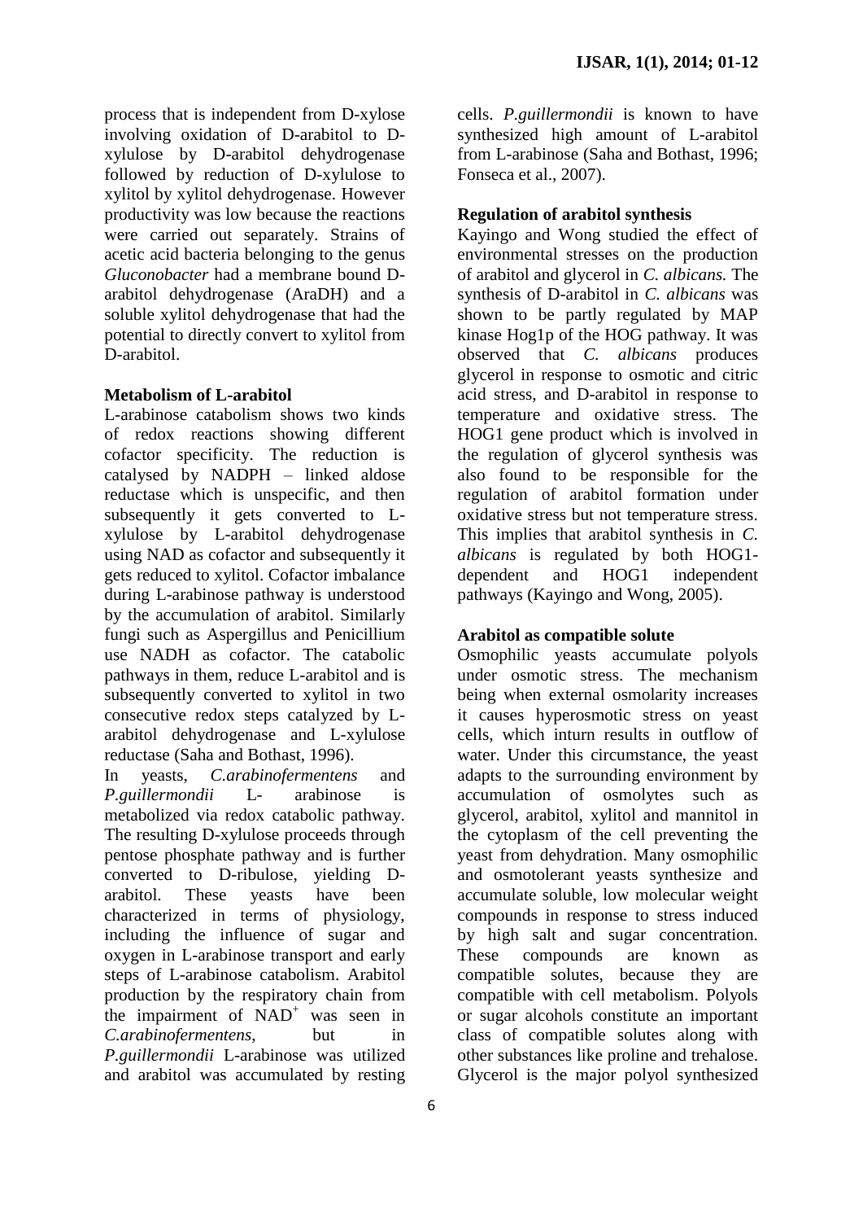process that is independent from D-xylose involving oxidation of D-arabitol to D-xylulose by D-arabitol dehydrogenase followed by reduction of D-xylulose to xylitol by xylitol dehydrogenase. However productivity was low because the reactions were carried out separately. Strains of acetic acid bacteria belonging to the genus *Gluconobacter* had a membrane bound D-arabitol dehydrogenase (AraDH) and a soluble xylitol dehydrogenase that had the potential to directly convert to xylitol from D-arabitol.

**Metabolism of L-arabitol**

L-arabinose catabolism shows two kinds of redox reactions showing different cofactor specificity. The reduction is catalysed by NADPH – linked aldose reductase which is unspecific, and then subsequently it gets converted to L-xylulose by L-arabitol dehydrogenase using NAD as cofactor and subsequently it gets reduced to xylitol. Cofactor imbalance during L-arabinose pathway is understood by the accumulation of arabitol. Similarly fungi such as Aspergillus and Penicillium use NADH as cofactor. The catabolic pathways in them, reduce L-arabitol and is subsequently converted to xylitol in two consecutive redox steps catalyzed by L-arabitol dehydrogenase and L-xylulose reductase (Saha and Bothast, 1996).

In yeasts, *C.arabinofermentens* and *P.guillermondii* L- arabinose is metabolized via redox catabolic pathway. The resulting D-xylulose proceeds through pentose phosphate pathway and is further converted to D-ribulose, yielding D-arabitol. These yeasts have been characterized in terms of physiology, including the influence of sugar and oxygen in L-arabinose transport and early steps of L-arabinose catabolism. Arabitol production by the respiratory chain from the impairment of $NAD^+$ was seen in *C.arabinofermentens*, but in *P.guillermondii* L-arabinose was utilized and arabitol was accumulated by resting cells. *P.guillermondii* is known to have synthesized high amount of L-arabitol from L-arabinose (Saha and Bothast, 1996; Fonseca et al., 2007).

**Regulation of arabitol synthesis**

Kayingo and Wong studied the effect of environmental stresses on the production of arabitol and glycerol in *C. albicans.* The synthesis of D-arabitol in *C. albicans* was shown to be partly regulated by MAP kinase Hog1p of the HOG pathway. It was observed that *C. albicans* produces glycerol in response to osmotic and citric acid stress, and D-arabitol in response to temperature and oxidative stress. The HOG1 gene product which is involved in the regulation of glycerol synthesis was also found to be responsible for the regulation of arabitol formation under oxidative stress but not temperature stress. This implies that arabitol synthesis in *C. albicans* is regulated by both HOG1-dependent and HOG1 independent pathways (Kayingo and Wong, 2005).

**Arabitol as compatible solute**

Osmophilic yeasts accumulate polyols under osmotic stress. The mechanism being when external osmolarity increases it causes hyperosmotic stress on yeast cells, which inturn results in outflow of water. Under this circumstance, the yeast adapts to the surrounding environment by accumulation of osmolytes such as glycerol, arabitol, xylitol and mannitol in the cytoplasm of the cell preventing the yeast from dehydration. Many osmophilic and osmotolerant yeasts synthesize and accumulate soluble, low molecular weight compounds in response to stress induced by high salt and sugar concentration. These compounds are known as compatible solutes, because they are compatible with cell metabolism. Polyols or sugar alcohols constitute an important class of compatible solutes along with other substances like proline and trehalose. Glycerol is the major polyol synthesized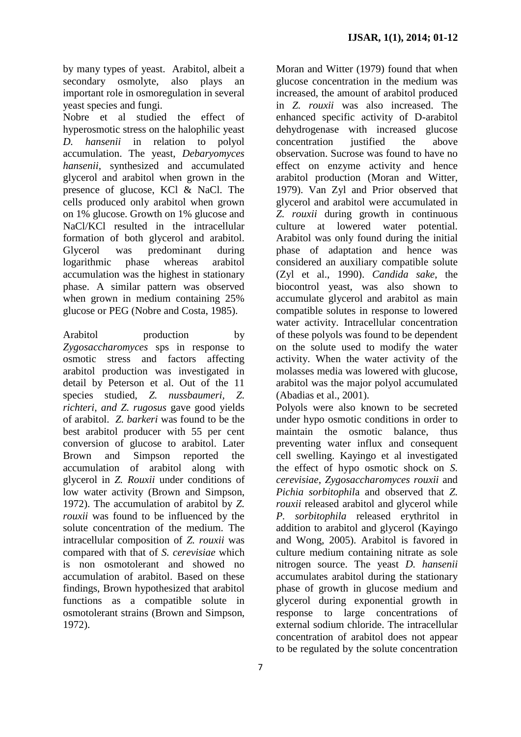by many types of yeast. Arabitol, albeit a secondary osmolyte, also plays an important role in osmoregulation in several yeast species and fungi.

Nobre et al studied the effect of hyperosmotic stress on the halophilic yeast *D. hansenii* in relation to polyol accumulation. The yeast, *Debaryomyces hansenii*, synthesized and accumulated glycerol and arabitol when grown in the presence of glucose, KCl & NaCl. The cells produced only arabitol when grown on 1% glucose. Growth on 1% glucose and NaCl/KCl resulted in the intracellular formation of both glycerol and arabitol. Glycerol was predominant during logarithmic phase whereas arabitol accumulation was the highest in stationary phase. A similar pattern was observed when grown in medium containing 25% glucose or PEG (Nobre and Costa, 1985).

Arabitol production by *Zygosaccharomyces* sps in response to osmotic stress and factors affecting arabitol production was investigated in detail by Peterson et al. Out of the 11 species studied, *Z. nussbaumeri, Z. richteri, and Z. rugosus* gave good yields of arabitol. *Z. barkeri* was found to be the best arabitol producer with 55 per cent conversion of glucose to arabitol. Later Brown and Simpson reported the accumulation of arabitol along with glycerol in *Z. Rouxii* under conditions of low water activity (Brown and Simpson, 1972). The accumulation of arabitol by *Z. rouxii* was found to be influenced by the solute concentration of the medium. The intracellular composition of *Z. rouxii* was compared with that of *S. cerevisiae* which is non osmotolerant and showed no accumulation of arabitol. Based on these findings, Brown hypothesized that arabitol functions as a compatible solute in osmotolerant strains (Brown and Simpson, 1972).

Moran and Witter (1979) found that when glucose concentration in the medium was increased, the amount of arabitol produced in *Z. rouxii* was also increased. The enhanced specific activity of D-arabitol dehydrogenase with increased glucose concentration justified the above observation. Sucrose was found to have no effect on enzyme activity and hence arabitol production (Moran and Witter, 1979). Van Zyl and Prior observed that glycerol and arabitol were accumulated in *Z. rouxii* during growth in continuous culture at lowered water potential. Arabitol was only found during the initial phase of adaptation and hence was considered an auxiliary compatible solute (Zyl et al., 1990). *Candida sake*, the biocontrol yeast, was also shown to accumulate glycerol and arabitol as main compatible solutes in response to lowered water activity. Intracellular concentration of these polyols was found to be dependent on the solute used to modify the water activity. When the water activity of the molasses media was lowered with glucose, arabitol was the major polyol accumulated (Abadias et al., 2001).

Polyols were also known to be secreted under hypo osmotic conditions in order to maintain the osmotic balance, thus preventing water influx and consequent cell swelling. Kayingo et al investigated the effect of hypo osmotic shock on *S. cerevisiae*, *Zygosaccharomyces rouxii* and *Pichia sorbitophila* and observed that *Z. rouxii* released arabitol and glycerol while *P. sorbitophila* released erythritol in addition to arabitol and glycerol (Kayingo and Wong, 2005). Arabitol is favored in culture medium containing nitrate as sole nitrogen source. The yeast *D. hansenii* accumulates arabitol during the stationary phase of growth in glucose medium and glycerol during exponential growth in response to large concentrations of external sodium chloride. The intracellular concentration of arabitol does not appear to be regulated by the solute concentration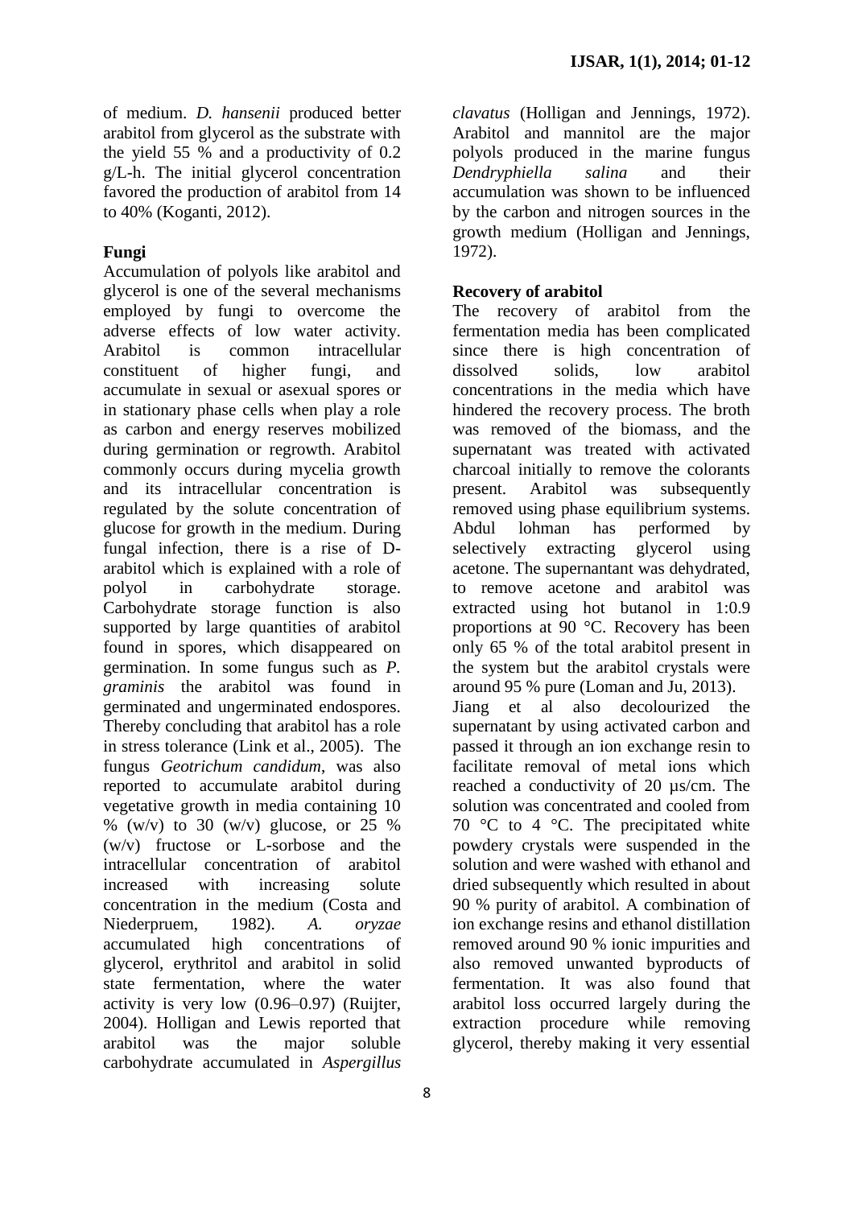of medium. *D. hansenii* produced better arabitol from glycerol as the substrate with the yield 55 % and a productivity of 0.2 g/L-h. The initial glycerol concentration favored the production of arabitol from 14 to 40% (Koganti, 2012).

**Fungi**

Accumulation of polyols like arabitol and glycerol is one of the several mechanisms employed by fungi to overcome the adverse effects of low water activity. Arabitol is common intracellular constituent of higher fungi, and accumulate in sexual or asexual spores or in stationary phase cells when play a role as carbon and energy reserves mobilized during germination or regrowth. Arabitol commonly occurs during mycelia growth and its intracellular concentration is regulated by the solute concentration of glucose for growth in the medium. During fungal infection, there is a rise of D-arabitol which is explained with a role of polyol in carbohydrate storage. Carbohydrate storage function is also supported by large quantities of arabitol found in spores, which disappeared on germination. In some fungus such as *P. graminis* the arabitol was found in germinated and ungerminated endospores. Thereby concluding that arabitol has a role in stress tolerance (Link et al., 2005). The fungus *Geotrichum candidum*, was also reported to accumulate arabitol during vegetative growth in media containing 10 % (w/v) to 30 (w/v) glucose, or 25 % (w/v) fructose or L-sorbose and the intracellular concentration of arabitol increased with increasing solute concentration in the medium (Costa and Niederpruem, 1982). *A. oryzae* accumulated high concentrations of glycerol, erythritol and arabitol in solid state fermentation, where the water activity is very low (0.96–0.97) (Ruijter, 2004). Holligan and Lewis reported that arabitol was the major soluble carbohydrate accumulated in *Aspergillus clavatus* (Holligan and Jennings, 1972). Arabitol and mannitol are the major polyols produced in the marine fungus *Dendryphiella salina* and their accumulation was shown to be influenced by the carbon and nitrogen sources in the growth medium (Holligan and Jennings, 1972).

**Recovery of arabitol**

The recovery of arabitol from the fermentation media has been complicated since there is high concentration of dissolved solids, low arabitol concentrations in the media which have hindered the recovery process. The broth was removed of the biomass, and the supernatant was treated with activated charcoal initially to remove the colorants present. Arabitol was subsequently removed using phase equilibrium systems. Abdul lohman has performed by selectively extracting glycerol using acetone. The supernatant was dehydrated, to remove acetone and arabitol was extracted using hot butanol in 1:0.9 proportions at 90 °C. Recovery has been only 65 % of the total arabitol present in the system but the arabitol crystals were around 95 % pure (Loman and Ju, 2013).

Jiang et al also decolourized the supernatant by using activated carbon and passed it through an ion exchange resin to facilitate removal of metal ions which reached a conductivity of 20 µs/cm. The solution was concentrated and cooled from 70 °C to 4 °C. The precipitated white powdery crystals were suspended in the solution and were washed with ethanol and dried subsequently which resulted in about 90 % purity of arabitol. A combination of ion exchange resins and ethanol distillation removed around 90 % ionic impurities and also removed unwanted byproducts of fermentation. It was also found that arabitol loss occurred largely during the extraction procedure while removing glycerol, thereby making it very essential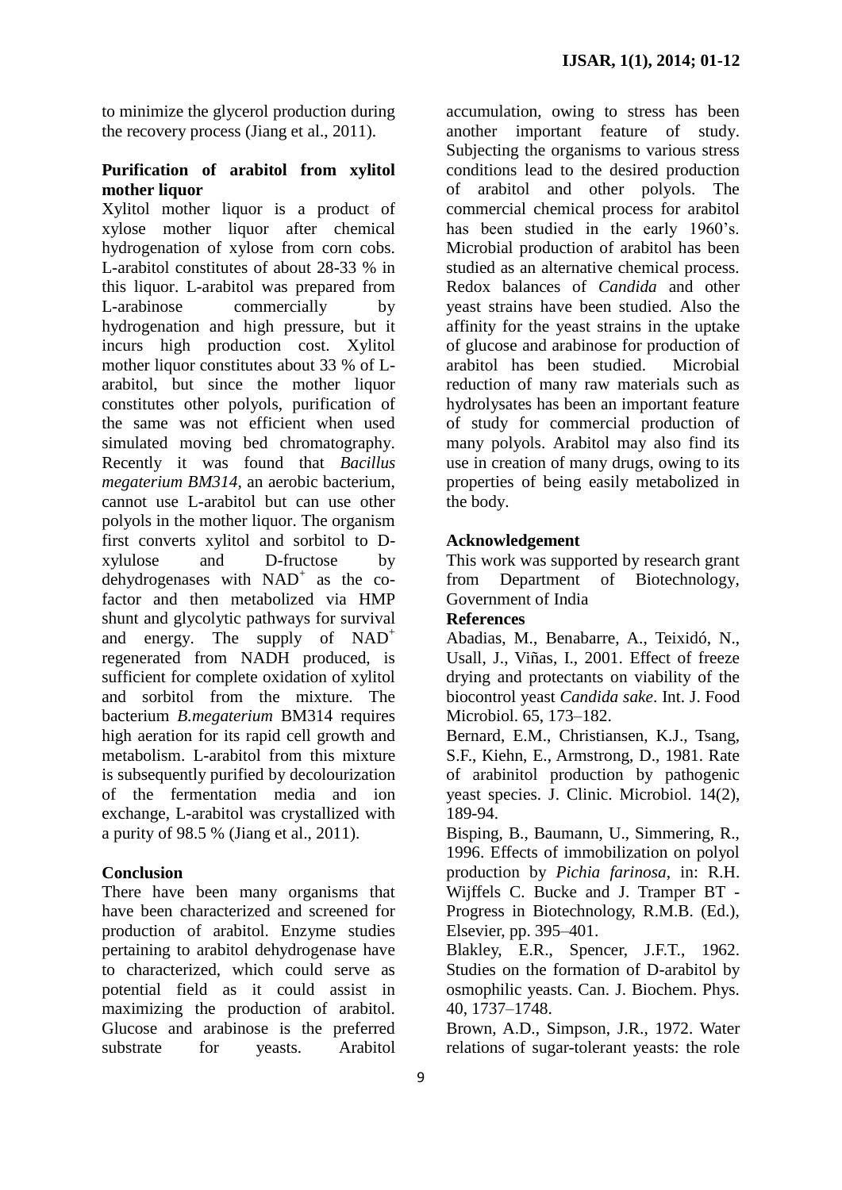to minimize the glycerol production during the recovery process (Jiang et al., 2011).

### Purification of arabitol from xylitol mother liquor

Xylitol mother liquor is a product of xylose mother liquor after chemical hydrogenation of xylose from corn cobs. L-arabitol constitutes of about 28-33 % in this liquor. L-arabitol was prepared from L-arabinose commercially by hydrogenation and high pressure, but it incurs high production cost. Xylitol mother liquor constitutes about 33 % of L-arabitol, but since the mother liquor constitutes other polyols, purification of the same was not efficient when used simulated moving bed chromatography. Recently it was found that *Bacillus megaterium BM314*, an aerobic bacterium, cannot use L-arabitol but can use other polyols in the mother liquor. The organism first converts xylitol and sorbitol to D-xylulose and D-fructose by dehydrogenases with $NAD^+$ as the co-factor and then metabolized via HMP shunt and glycolytic pathways for survival and energy. The supply of $NAD^+$ regenerated from NADH produced, is sufficient for complete oxidation of xylitol and sorbitol from the mixture. The bacterium *B.megaterium* BM314 requires high aeration for its rapid cell growth and metabolism. L-arabitol from this mixture is subsequently purified by decolourization of the fermentation media and ion exchange, L-arabitol was crystallized with a purity of 98.5 % (Jiang et al., 2011).

### Conclusion

There have been many organisms that have been characterized and screened for production of arabitol. Enzyme studies pertaining to arabitol dehydrogenase have to characterized, which could serve as potential field as it could assist in maximizing the production of arabitol. Glucose and arabinose is the preferred substrate for yeasts. Arabitol accumulation, owing to stress has been another important feature of study. Subjecting the organisms to various stress conditions lead to the desired production of arabitol and other polyols. The commercial chemical process for arabitol has been studied in the early 1960's. Microbial production of arabitol has been studied as an alternative chemical process. Redox balances of *Candida* and other yeast strains have been studied. Also the affinity for the yeast strains in the uptake of glucose and arabinose for production of arabitol has been studied. Microbial reduction of many raw materials such as hydrolysates has been an important feature of study for commercial production of many polyols. Arabitol may also find its use in creation of many drugs, owing to its properties of being easily metabolized in the body.

### Acknowledgement

This work was supported by research grant from Department of Biotechnology, Government of India

### References

Abadias, M., Benabarre, A., Teixidó, N., Usall, J., Viñas, I., 2001. Effect of freeze drying and protectants on viability of the biocontrol yeast *Candida sake*. Int. J. Food Microbiol. 65, 173–182.

Bernard, E.M., Christiansen, K.J., Tsang, S.F., Kiehn, E., Armstrong, D., 1981. Rate of arabinitol production by pathogenic yeast species. J. Clinic. Microbiol. 14(2), 189-94.

Bisping, B., Baumann, U., Simmering, R., 1996. Effects of immobilization on polyol production by *Pichia farinosa*, in: R.H. Wijffels C. Bucke and J. Tramper BT - Progress in Biotechnology, R.M.B. (Ed.), Elsevier, pp. 395–401.

Blakley, E.R., Spencer, J.F.T., 1962. Studies on the formation of D-arabitol by osmophilic yeasts. Can. J. Biochem. Phys. 40, 1737–1748.

Brown, A.D., Simpson, J.R., 1972. Water relations of sugar-tolerant yeasts: the role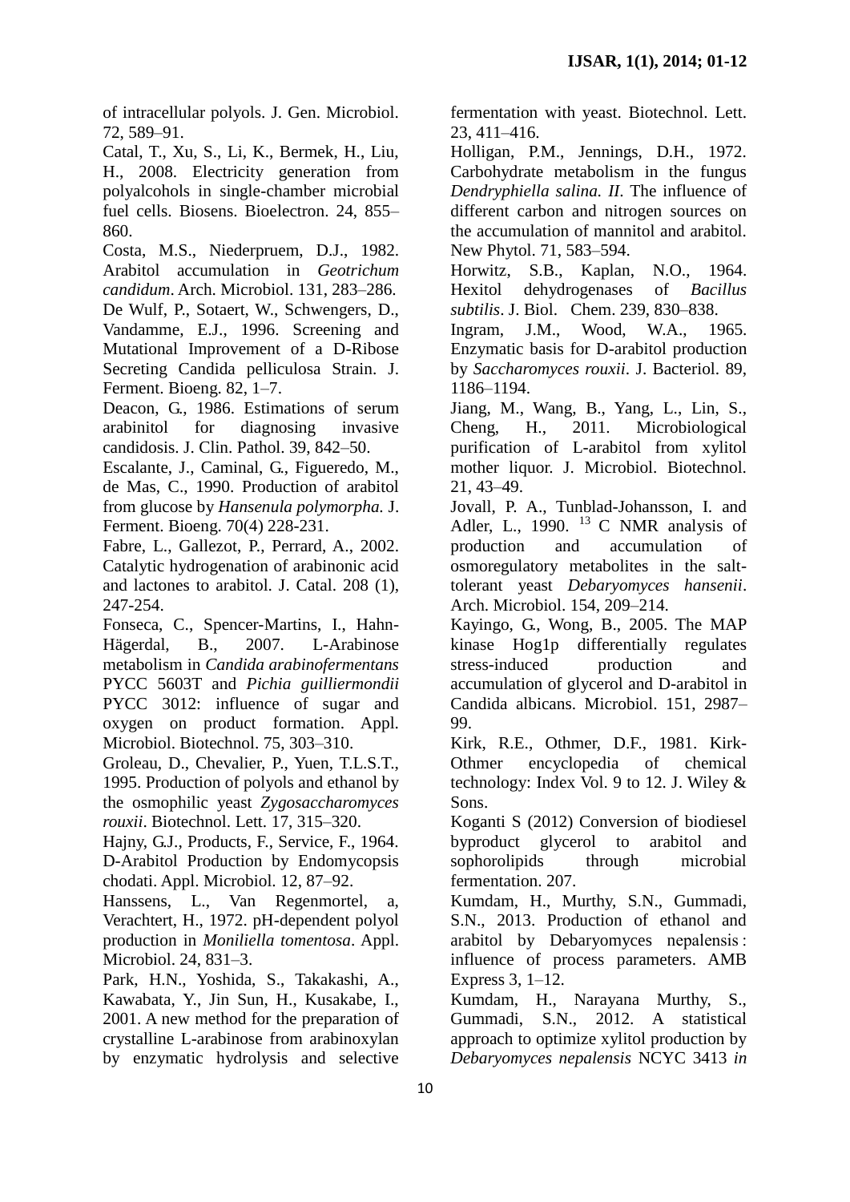of intracellular polyols. J. Gen. Microbiol. 72, 589–91.

Catal, T., Xu, S., Li, K., Bermek, H., Liu, H., 2008. Electricity generation from polyalcohols in single-chamber microbial fuel cells. Biosens. Bioelectron. 24, 855–860.

Costa, M.S., Niederpruem, D.J., 1982. Arabitol accumulation in *Geotrichum candidum*. Arch. Microbiol. 131, 283–286.

De Wulf, P., Sotaert, W., Schwengers, D., Vandamme, E.J., 1996. Screening and Mutational Improvement of a D-Ribose Secreting Candida pelliculosa Strain. J. Ferment. Bioeng. 82, 1–7.

Deacon, G., 1986. Estimations of serum arabinitol for diagnosing invasive candidosis. J. Clin. Pathol. 39, 842–50.

Escalante, J., Caminal, G., Figueredo, M., de Mas, C., 1990. Production of arabitol from glucose by *Hansenula polymorpha.* J. Ferment. Bioeng. 70(4) 228-231.

Fabre, L., Gallezot, P., Perrard, A., 2002. Catalytic hydrogenation of arabinonic acid and lactones to arabitol. J. Catal. 208 (1), 247-254.

Fonseca, C., Spencer-Martins, I., Hahn-Hägerdal, B., 2007. L-Arabinose metabolism in *Candida arabinofermentans* PYCC 5603T and *Pichia guilliermondii* PYCC 3012: influence of sugar and oxygen on product formation. Appl. Microbiol. Biotechnol. 75, 303–310.

Groleau, D., Chevalier, P., Yuen, T.L.S.T., 1995. Production of polyols and ethanol by the osmophilic yeast *Zygosaccharomyces rouxii*. Biotechnol. Lett. 17, 315–320.

Hajny, G.J., Products, F., Service, F., 1964. D-Arabitol Production by Endomycopsis chodati. Appl. Microbiol. 12, 87–92.

Hanssens, L., Van Regenmortel, a, Verachtert, H., 1972. pH-dependent polyol production in *Moniliella tomentosa*. Appl. Microbiol. 24, 831–3.

Park, H.N., Yoshida, S., Takakashi, A., Kawabata, Y., Jin Sun, H., Kusakabe, I., 2001. A new method for the preparation of crystalline L-arabinose from arabinoxylan by enzymatic hydrolysis and selective fermentation with yeast. Biotechnol. Lett. 23, 411–416.

Holligan, P.M., Jennings, D.H., 1972. Carbohydrate metabolism in the fungus *Dendryphiella salina. II*. The influence of different carbon and nitrogen sources on the accumulation of mannitol and arabitol. New Phytol. 71, 583–594.

Horwitz, S.B., Kaplan, N.O., 1964. Hexitol dehydrogenases of *Bacillus subtilis*. J. Biol. Chem. 239, 830–838.

Ingram, J.M., Wood, W.A., 1965. Enzymatic basis for D-arabitol production by *Saccharomyces rouxii*. J. Bacteriol. 89, 1186–1194.

Jiang, M., Wang, B., Yang, L., Lin, S., Cheng, H., 2011. Microbiological purification of L-arabitol from xylitol mother liquor. J. Microbiol. Biotechnol. 21, 43–49.

Jovall, P. A., Tunblad-Johansson, I. and Adler, L., 1990. $^{13}$C NMR analysis of production and accumulation of osmoregulatory metabolites in the salt-tolerant yeast *Debaryomyces hansenii*. Arch. Microbiol. 154, 209–214.

Kayingo, G., Wong, B., 2005. The MAP kinase Hog1p differentially regulates stress-induced production and accumulation of glycerol and D-arabitol in Candida albicans. Microbiol. 151, 2987–99.

Kirk, R.E., Othmer, D.F., 1981. Kirk-Othmer encyclopedia of chemical technology: Index Vol. 9 to 12. J. Wiley & Sons.

Koganti S (2012) Conversion of biodiesel byproduct glycerol to arabitol and sophorolipids through microbial fermentation. 207.

Kumdam, H., Murthy, S.N., Gummadi, S.N., 2013. Production of ethanol and arabitol by Debaryomyces nepalensis : influence of process parameters. AMB Express 3, 1–12.

Kumdam, H., Narayana Murthy, S., Gummadi, S.N., 2012. A statistical approach to optimize xylitol production by *Debaryomyces nepalensis* NCYC 3413 *in*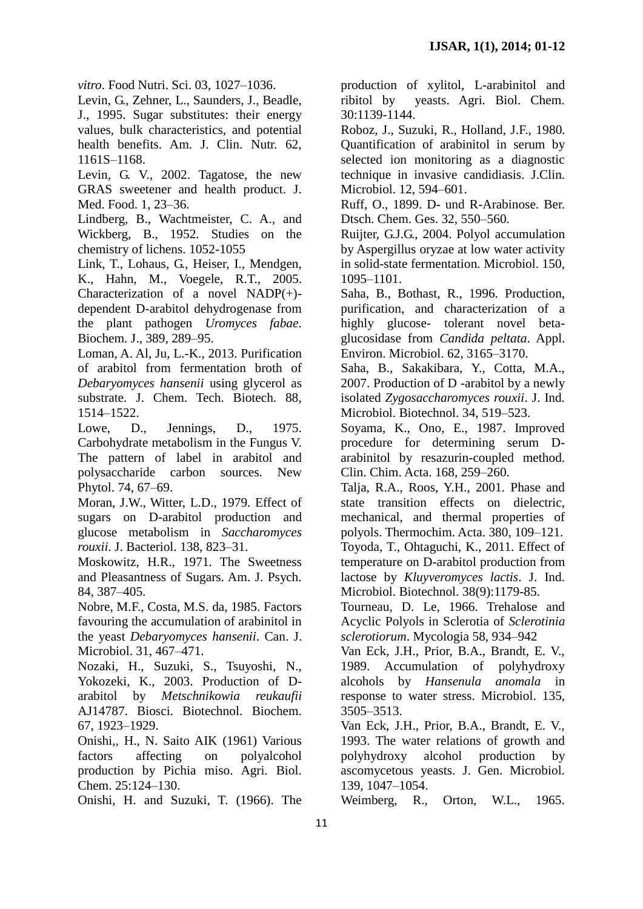*vitro*. Food Nutri. Sci. 03, 1027–1036.

Levin, G., Zehner, L., Saunders, J., Beadle, J., 1995. Sugar substitutes: their energy values, bulk characteristics, and potential health benefits. Am. J. Clin. Nutr. 62, 1161S–1168.

Levin, G. V., 2002. Tagatose, the new GRAS sweetener and health product. J. Med. Food. 1, 23–36.

Lindberg, B., Wachtmeister, C. A., and Wickberg, B., 1952. Studies on the chemistry of lichens. 1052-1055

Link, T., Lohaus, G., Heiser, I., Mendgen, K., Hahn, M., Voegele, R.T., 2005. Characterization of a novel NADP(+)-dependent D-arabitol dehydrogenase from the plant pathogen *Uromyces fabae*. Biochem. J., 389, 289–95.

Loman, A. Al, Ju, L.-K., 2013. Purification of arabitol from fermentation broth of *Debaryomyces hansenii* using glycerol as substrate. J. Chem. Tech. Biotech. 88, 1514–1522.

Lowe, D., Jennings, D., 1975. Carbohydrate metabolism in the Fungus V. The pattern of label in arabitol and polysaccharide carbon sources. New Phytol. 74, 67–69.

Moran, J.W., Witter, L.D., 1979. Effect of sugars on D-arabitol production and glucose metabolism in *Saccharomyces rouxii*. J. Bacteriol. 138, 823–31.

Moskowitz, H.R., 1971. The Sweetness and Pleasantness of Sugars. Am. J. Psych. 84, 387–405.

Nobre, M.F., Costa, M.S. da, 1985. Factors favouring the accumulation of arabinitol in the yeast *Debaryomyces hansenii*. Can. J. Microbiol. 31, 467–471.

Nozaki, H., Suzuki, S., Tsuyoshi, N., Yokozeki, K., 2003. Production of D-arabitol by *Metschnikowia reukaufii* AJ14787. Biosci. Biotechnol. Biochem. 67, 1923–1929.

Onishi,, H., N. Saito AIK (1961) Various factors affecting on polyalcohol production by Pichia miso. Agri. Biol. Chem. 25:124–130.

Onishi, H. and Suzuki, T. (1966). The production of xylitol, L-arabinitol and ribitol by yeasts. Agri. Biol. Chem. 30:1139-1144.

Roboz, J., Suzuki, R., Holland, J.F., 1980. Quantification of arabinitol in serum by selected ion monitoring as a diagnostic technique in invasive candidiasis. J.Clin. Microbiol. 12, 594–601.

Ruff, O., 1899. D- und R-Arabinose. Ber. Dtsch. Chem. Ges. 32, 550–560.

Ruijter, G.J.G., 2004. Polyol accumulation by Aspergillus oryzae at low water activity in solid-state fermentation. Microbiol. 150, 1095–1101.

Saha, B., Bothast, R., 1996. Production, purification, and characterization of a highly glucose- tolerant novel beta-glucosidase from *Candida peltata*. Appl. Environ. Microbiol. 62, 3165–3170.

Saha, B., Sakakibara, Y., Cotta, M.A., 2007. Production of D -arabitol by a newly isolated *Zygosaccharomyces rouxii*. J. Ind. Microbiol. Biotechnol. 34, 519–523.

Soyama, K., Ono, E., 1987. Improved procedure for determining serum D-arabinitol by resazurin-coupled method. Clin. Chim. Acta. 168, 259–260.

Talja, R.A., Roos, Y.H., 2001. Phase and state transition effects on dielectric, mechanical, and thermal properties of polyols. Thermochim. Acta. 380, 109–121.

Toyoda, T., Ohtaguchi, K., 2011. Effect of temperature on D-arabitol production from lactose by *Kluyveromyces lactis*. J. Ind. Microbiol. Biotechnol. 38(9):1179-85.

Tourneau, D. Le, 1966. Trehalose and Acyclic Polyols in Sclerotia of *Sclerotinia sclerotiorum*. Mycologia 58, 934–942

Van Eck, J.H., Prior, B.A., Brandt, E. V., 1989. Accumulation of polyhydroxy alcohols by *Hansenula anomala* in response to water stress. Microbiol. 135, 3505–3513.

Van Eck, J.H., Prior, B.A., Brandt, E. V., 1993. The water relations of growth and polyhydroxy alcohol production by ascomycetous yeasts. J. Gen. Microbiol. 139, 1047–1054.

Weimberg, R., Orton, W.L., 1965.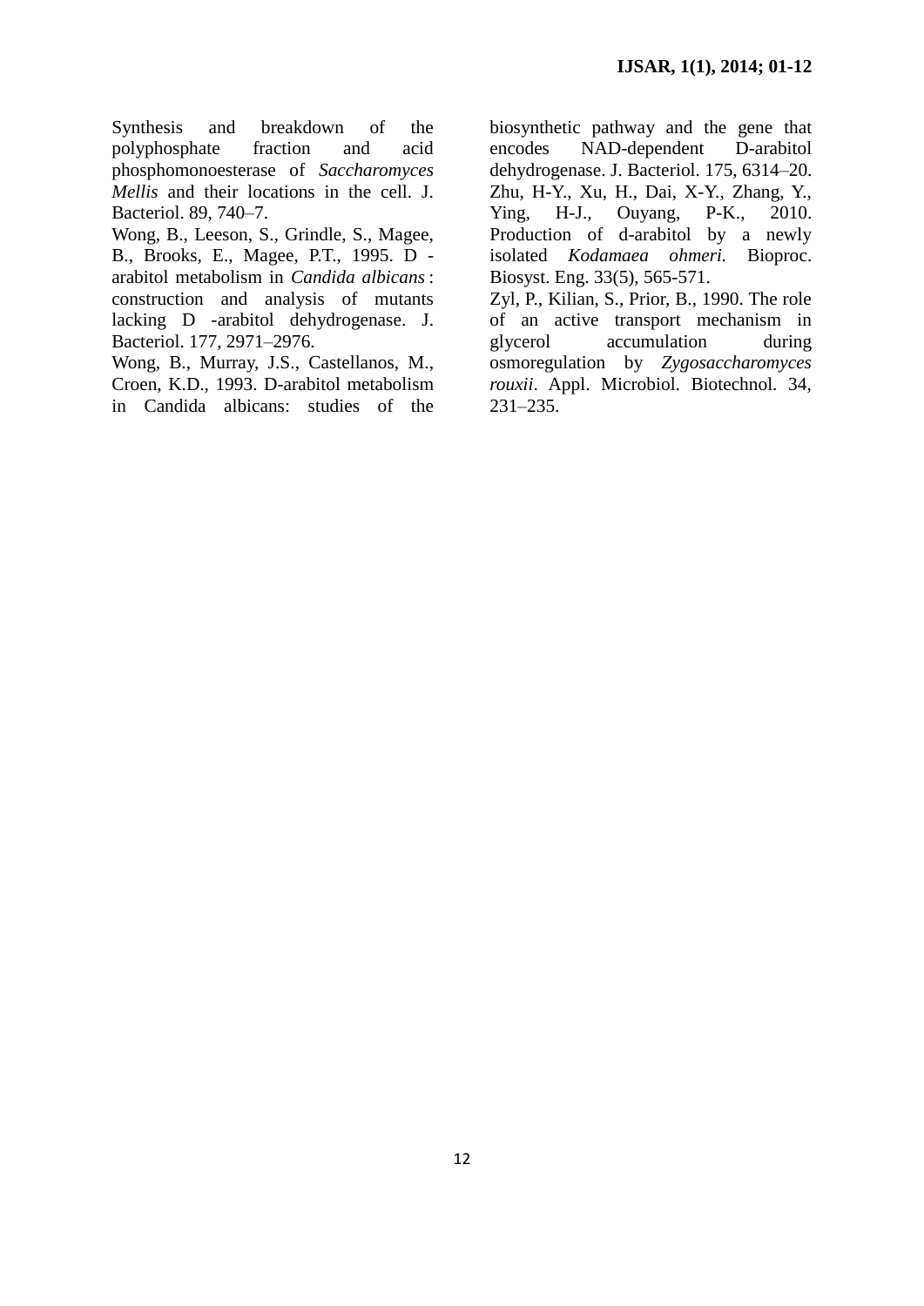Synthesis and breakdown of the polyphosphate fraction and acid phosphomonoesterase of *Saccharomyces Mellis* and their locations in the cell. J. Bacteriol. 89, 740–7.

Wong, B., Leeson, S., Grindle, S., Magee, B., Brooks, E., Magee, P.T., 1995. D -arabitol metabolism in *Candida albicans* : construction and analysis of mutants lacking D -arabitol dehydrogenase. J. Bacteriol. 177, 2971–2976.

Wong, B., Murray, J.S., Castellanos, M., Croen, K.D., 1993. D-arabitol metabolism in Candida albicans: studies of the biosynthetic pathway and the gene that encodes NAD-dependent D-arabitol dehydrogenase. J. Bacteriol. 175, 6314–20.

Zhu, H-Y., Xu, H., Dai, X-Y., Zhang, Y., Ying, H-J., Ouyang, P-K., 2010. Production of d-arabitol by a newly isolated *Kodamaea ohmeri.* Bioproc. Biosyst. Eng. 33(5), 565-571.

Zyl, P., Kilian, S., Prior, B., 1990. The role of an active transport mechanism in glycerol accumulation during osmoregulation by *Zygosaccharomyces rouxii*. Appl. Microbiol. Biotechnol. 34, 231–235.